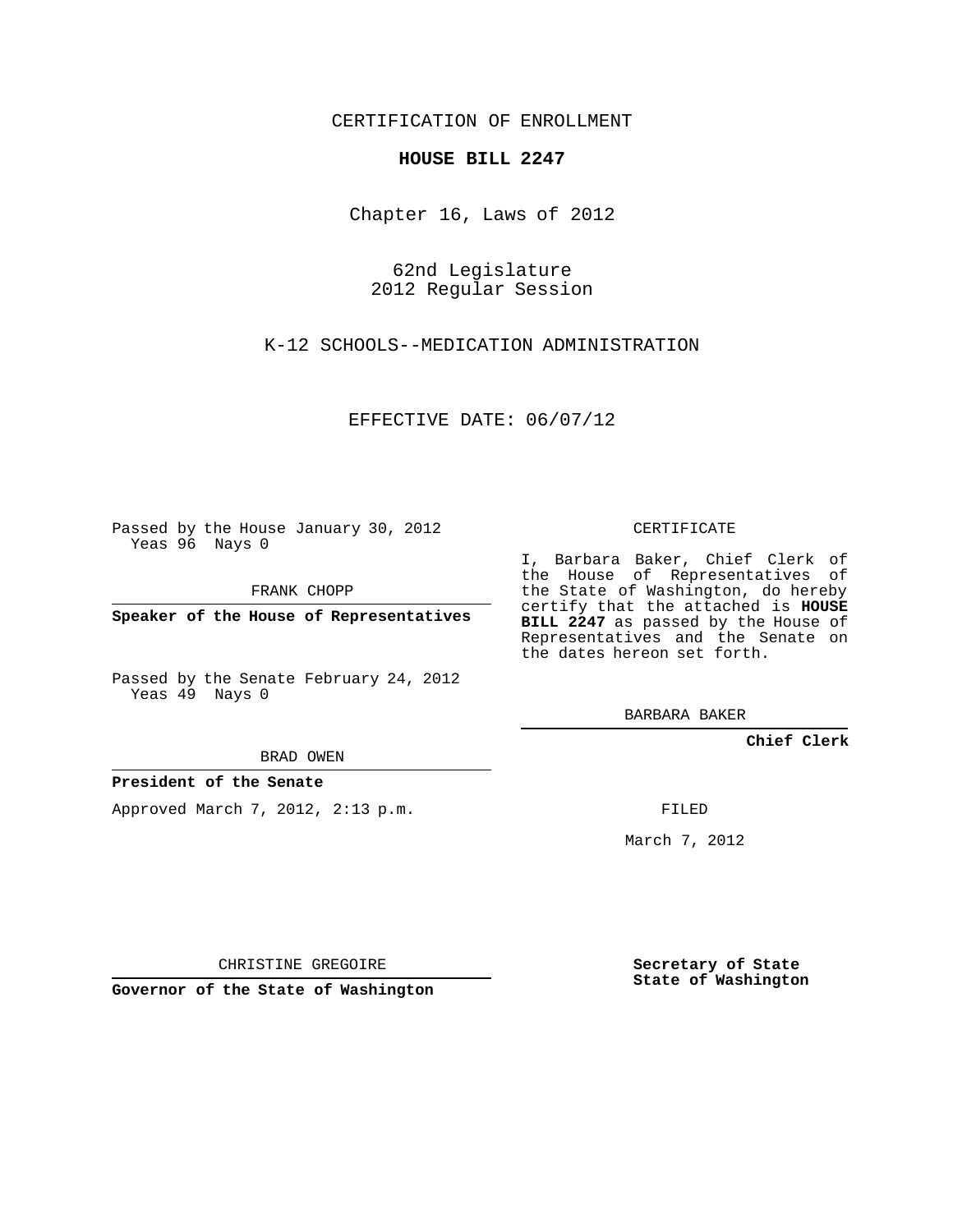CERTIFICATION OF ENROLLMENT

**HOUSE BILL 2247**

Chapter 16, Laws of 2012

62nd Legislature
2012 Regular Session

K-12 SCHOOLS--MEDICATION ADMINISTRATION

EFFECTIVE DATE: 06/07/12

Passed by the House January 30, 2012
Yeas 96 Nays 0

FRANK CHOPP

**Speaker of the House of Representatives**

Passed by the Senate February 24, 2012
Yeas 49 Nays 0

BRAD OWEN

**President of the Senate**

Approved March 7, 2012, 2:13 p.m.

CHRISTINE GREGOIRE

**Governor of the State of Washington**

CERTIFICATE

I, Barbara Baker, Chief Clerk of the House of Representatives of the State of Washington, do hereby certify that the attached is **HOUSE BILL 2247** as passed by the House of Representatives and the Senate on the dates hereon set forth.

BARBARA BAKER

**Chief Clerk**

FILED

March 7, 2012

**Secretary of State**
**State of Washington**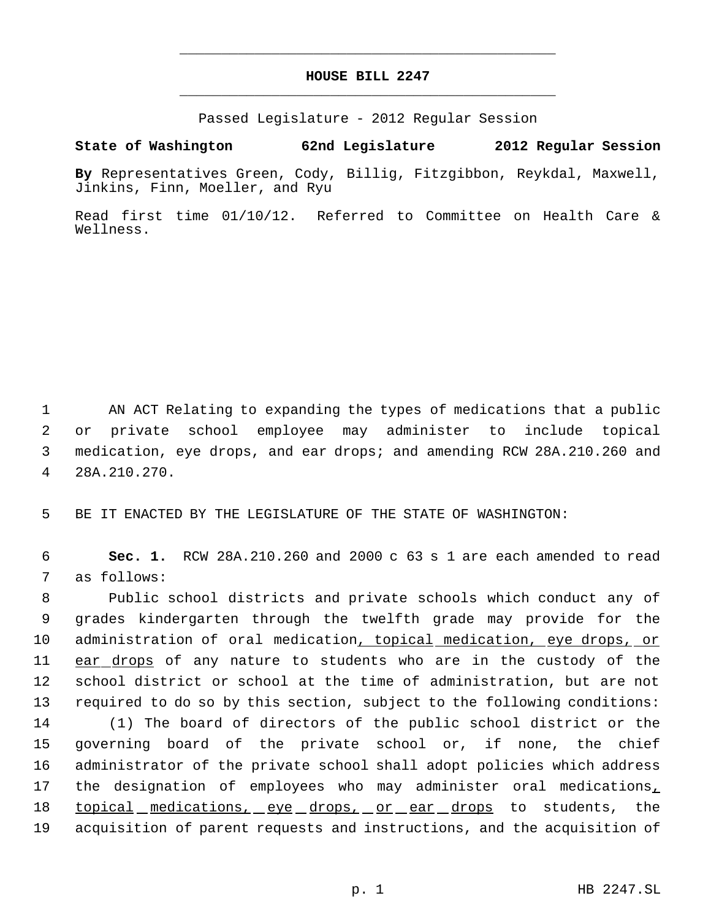# HOUSE BILL 2247

Passed Legislature - 2012 Regular Session

**State of Washington 62nd Legislature 2012 Regular Session**

**By** Representatives Green, Cody, Billig, Fitzgibbon, Reykdal, Maxwell, Jinkins, Finn, Moeller, and Ryu

Read first time 01/10/12. Referred to Committee on Health Care & Wellness.

AN ACT Relating to expanding the types of medications that a public or private school employee may administer to include topical medication, eye drops, and ear drops; and amending RCW 28A.210.260 and 28A.210.270.

BE IT ENACTED BY THE LEGISLATURE OF THE STATE OF WASHINGTON:

**Sec. 1.** RCW 28A.210.260 and 2000 c 63 s 1 are each amended to read as follows:

Public school districts and private schools which conduct any of grades kindergarten through the twelfth grade may provide for the administration of oral medication<u>, topical medication, eye drops, or ear drops</u> of any nature to students who are in the custody of the school district or school at the time of administration, but are not required to do so by this section, subject to the following conditions:

(1) The board of directors of the public school district or the governing board of the private school or, if none, the chief administrator of the private school shall adopt policies which address the designation of employees who may administer oral medications<u>, topical medications, eye drops, or ear drops</u> to students, the acquisition of parent requests and instructions, and the acquisition of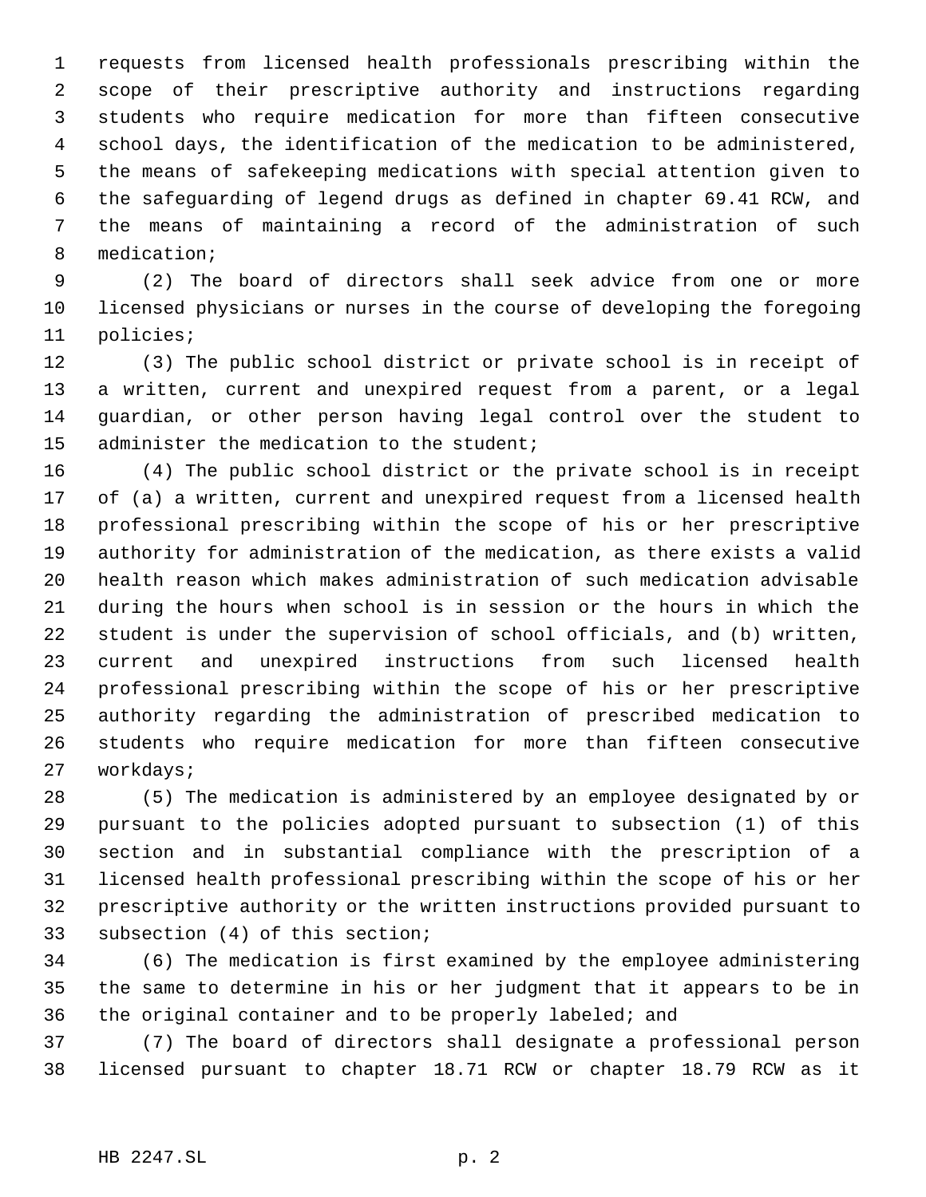requests from licensed health professionals prescribing within the scope of their prescriptive authority and instructions regarding students who require medication for more than fifteen consecutive school days, the identification of the medication to be administered, the means of safekeeping medications with special attention given to the safeguarding of legend drugs as defined in chapter 69.41 RCW, and the means of maintaining a record of the administration of such medication;

(2) The board of directors shall seek advice from one or more licensed physicians or nurses in the course of developing the foregoing policies;

(3) The public school district or private school is in receipt of a written, current and unexpired request from a parent, or a legal guardian, or other person having legal control over the student to administer the medication to the student;

(4) The public school district or the private school is in receipt of (a) a written, current and unexpired request from a licensed health professional prescribing within the scope of his or her prescriptive authority for administration of the medication, as there exists a valid health reason which makes administration of such medication advisable during the hours when school is in session or the hours in which the student is under the supervision of school officials, and (b) written, current and unexpired instructions from such licensed health professional prescribing within the scope of his or her prescriptive authority regarding the administration of prescribed medication to students who require medication for more than fifteen consecutive workdays;

(5) The medication is administered by an employee designated by or pursuant to the policies adopted pursuant to subsection (1) of this section and in substantial compliance with the prescription of a licensed health professional prescribing within the scope of his or her prescriptive authority or the written instructions provided pursuant to subsection (4) of this section;

(6) The medication is first examined by the employee administering the same to determine in his or her judgment that it appears to be in the original container and to be properly labeled; and

(7) The board of directors shall designate a professional person licensed pursuant to chapter 18.71 RCW or chapter 18.79 RCW as it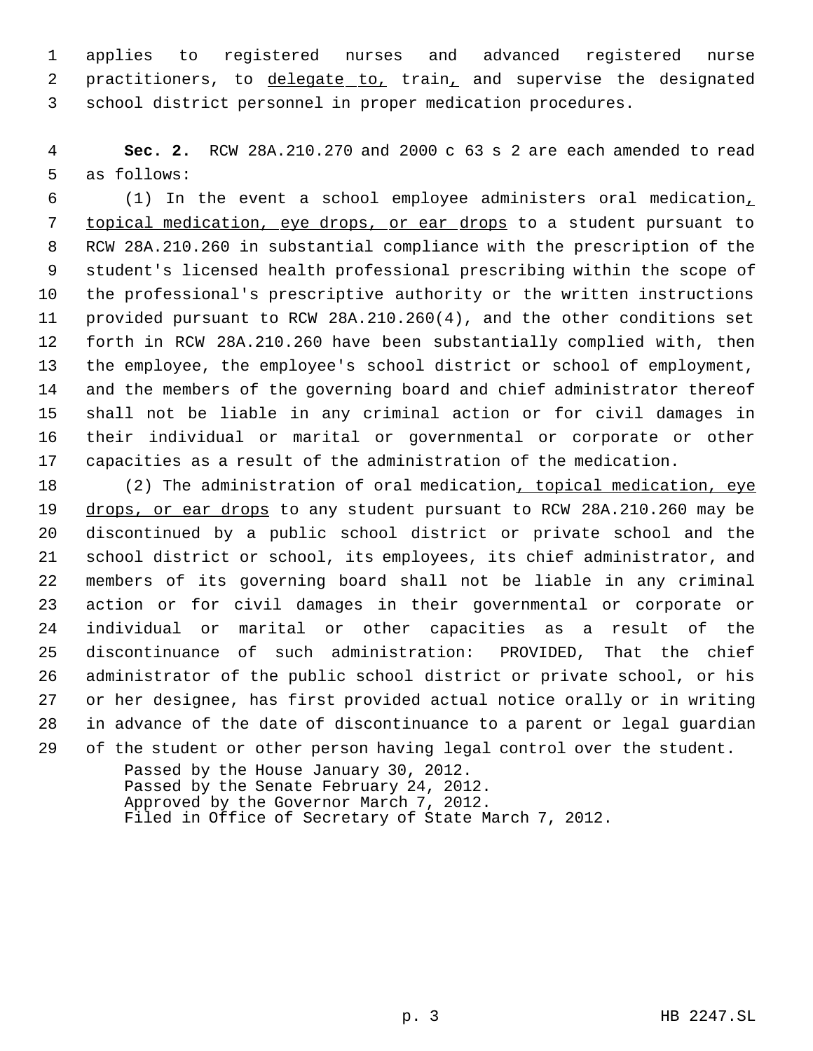applies to registered nurses and advanced registered nurse practitioners, to delegate to, train, and supervise the designated school district personnel in proper medication procedures.

**Sec. 2.** RCW 28A.210.270 and 2000 c 63 s 2 are each amended to read as follows:

(1) In the event a school employee administers oral medication, topical medication, eye drops, or ear drops to a student pursuant to RCW 28A.210.260 in substantial compliance with the prescription of the student's licensed health professional prescribing within the scope of the professional's prescriptive authority or the written instructions provided pursuant to RCW 28A.210.260(4), and the other conditions set forth in RCW 28A.210.260 have been substantially complied with, then the employee, the employee's school district or school of employment, and the members of the governing board and chief administrator thereof shall not be liable in any criminal action or for civil damages in their individual or marital or governmental or corporate or other capacities as a result of the administration of the medication.

(2) The administration of oral medication, topical medication, eye drops, or ear drops to any student pursuant to RCW 28A.210.260 may be discontinued by a public school district or private school and the school district or school, its employees, its chief administrator, and members of its governing board shall not be liable in any criminal action or for civil damages in their governmental or corporate or individual or marital or other capacities as a result of the discontinuance of such administration: PROVIDED, That the chief administrator of the public school district or private school, or his or her designee, has first provided actual notice orally or in writing in advance of the date of discontinuance to a parent or legal guardian of the student or other person having legal control over the student.

Passed by the House January 30, 2012.
Passed by the Senate February 24, 2012.
Approved by the Governor March 7, 2012.
Filed in Office of Secretary of State March 7, 2012.